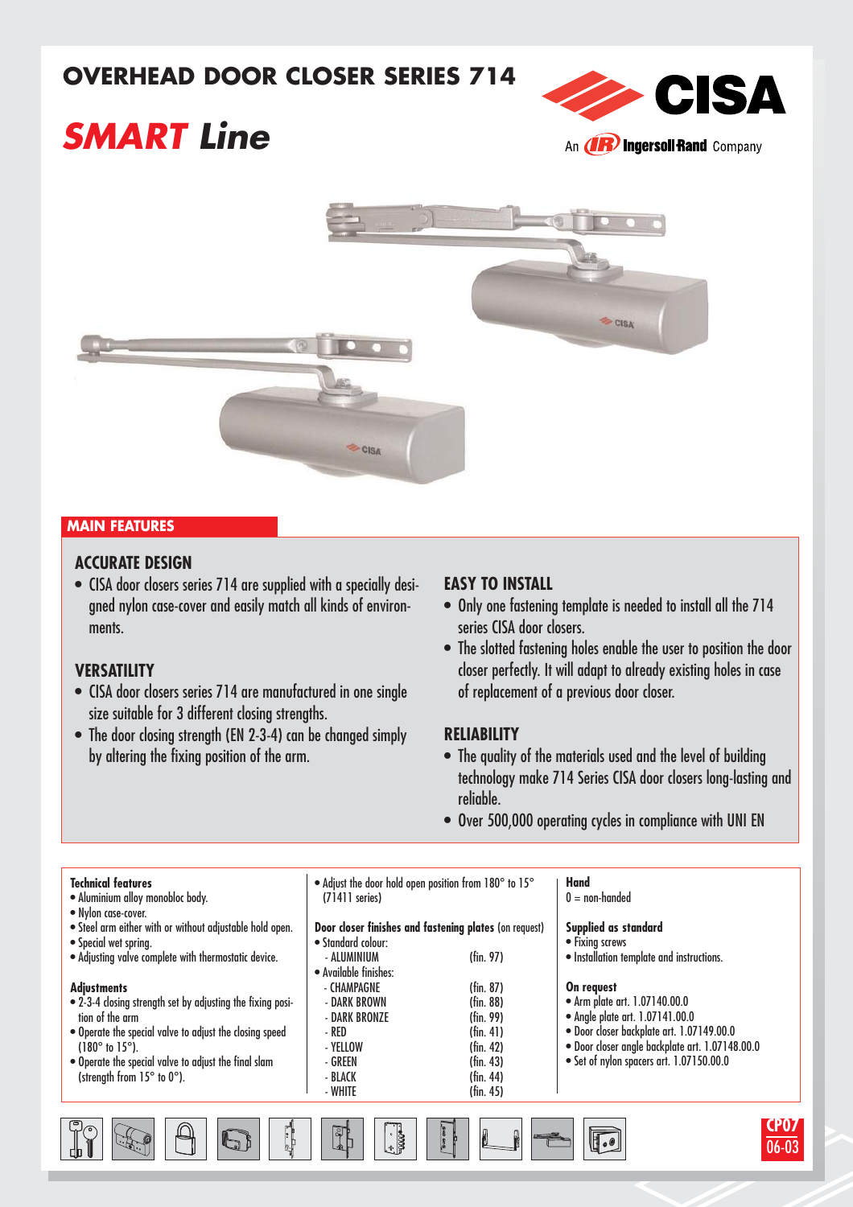# OVERHEAD DOOR CLOSER SERIES 714

## *SMART Line*

CISA
An IR Ingersoll Rand Company

## MAIN FEATURES

### ACCURATE DESIGN

- CISA door closers series 714 are supplied with a specially designed nylon case-cover and easily match all kinds of environments.

### VERSATILITY

- CISA door closers series 714 are manufactured in one single size suitable for 3 different closing strengths.
- The door closing strength (EN 2-3-4) can be changed simply by altering the fixing position of the arm.

### EASY TO INSTALL

- Only one fastening template is needed to install all the 714 series CISA door closers.
- The slotted fastening holes enable the user to position the door closer perfectly. It will adapt to already existing holes in case of replacement of a previous door closer.

### RELIABILITY

- The quality of the materials used and the level of building technology make 714 Series CISA door closers long-lasting and reliable.
- Over 500,000 operating cycles in compliance with UNI EN

**Technical features**
- Aluminium alloy monobloc body.
- Nylon case-cover.
- Steel arm either with or without adjustable hold open.
- Special wet spring.
- Adjusting valve complete with thermostatic device.

**Adjustments**
- 2-3-4 closing strength set by adjusting the fixing position of the arm
- Operate the special valve to adjust the closing speed (180° to 15°).
- Operate the special valve to adjust the final slam (strength from 15° to 0°).
- Adjust the door hold open position from 180° to 15° (71411 series)

**Door closer finishes and fastening plates** (on request)
- Standard colour:

| | |
|---|---|
| - ALUMINIUM | (fin. 97) |

- Available finishes:

| | |
|---|---|
| - CHAMPAGNE | (fin. 87) |
| - DARK BROWN | (fin. 88) |
| - DARK BRONZE | (fin. 99) |
| - RED | (fin. 41) |
| - YELLOW | (fin. 42) |
| - GREEN | (fin. 43) |
| - BLACK | (fin. 44) |
| - WHITE | (fin. 45) |

**Hand**
0 = non-handed

**Supplied as standard**
- Fixing screws
- Installation template and instructions.

**On request**
- Arm plate art. 1.07140.00.0
- Angle plate art. 1.07141.00.0
- Door closer backplate art. 1.07149.00.0
- Door closer angle backplate art. 1.07148.00.0
- Set of nylon spacers art. 1.07150.00.0

CP07
06-03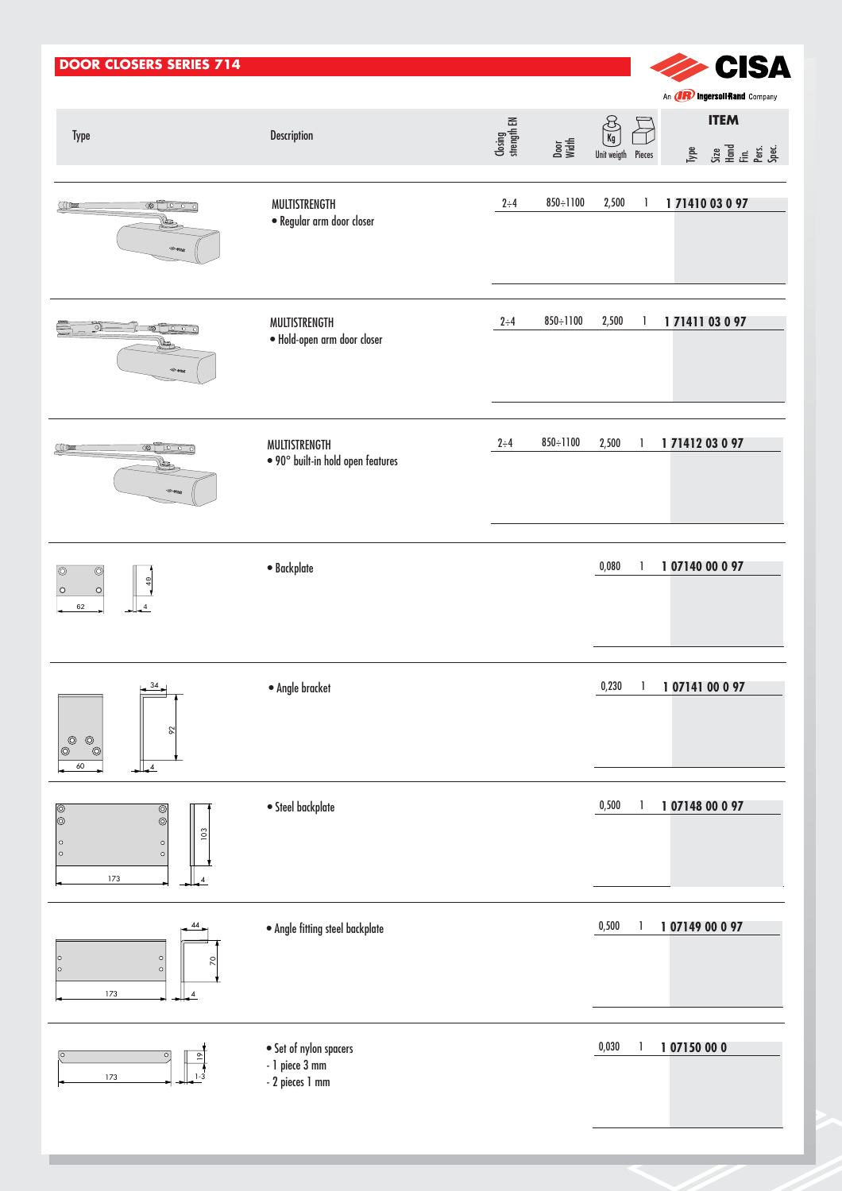## DOOR CLOSERS SERIES 714

CISA
An Ingersoll-Rand Company

| Type | Description | Closing strength EN | Door Width | Unit weigh (Kg) | Pieces | ITEM (Type Size Hand Fin. Pers. Spec.) |
|---|---|---|---|---|---|---|
| | MULTISTRENGTH<br>• Regular arm door closer | 2÷4 | 850÷1100 | 2,500 | 1 | 1 71410 03 0 97 |
| | MULTISTRENGTH<br>• Hold-open arm door closer | 2÷4 | 850÷1100 | 2,500 | 1 | 1 71411 03 0 97 |
| | MULTISTRENGTH<br>• 90° built-in hold open features | 2÷4 | 850÷1100 | 2,500 | 1 | 1 71412 03 0 97 |
| 62 / 40 / 4 | • Backplate | | | 0,080 | 1 | 1 07140 00 0 97 |
| 34 / 92 / 60 / 4 | • Angle bracket | | | 0,230 | 1 | 1 07141 00 0 97 |
| 173 / 103 / 4 | • Steel backplate | | | 0,500 | 1 | 1 07148 00 0 97 |
| 44 / 70 / 173 / 4 | • Angle fitting steel backplate | | | 0,500 | 1 | 1 07149 00 0 97 |
| 173 / 19 / 1-3 | • Set of nylon spacers<br>- 1 piece 3 mm<br>- 2 pieces 1 mm | | | 0,030 | 1 | 1 07150 00 0 |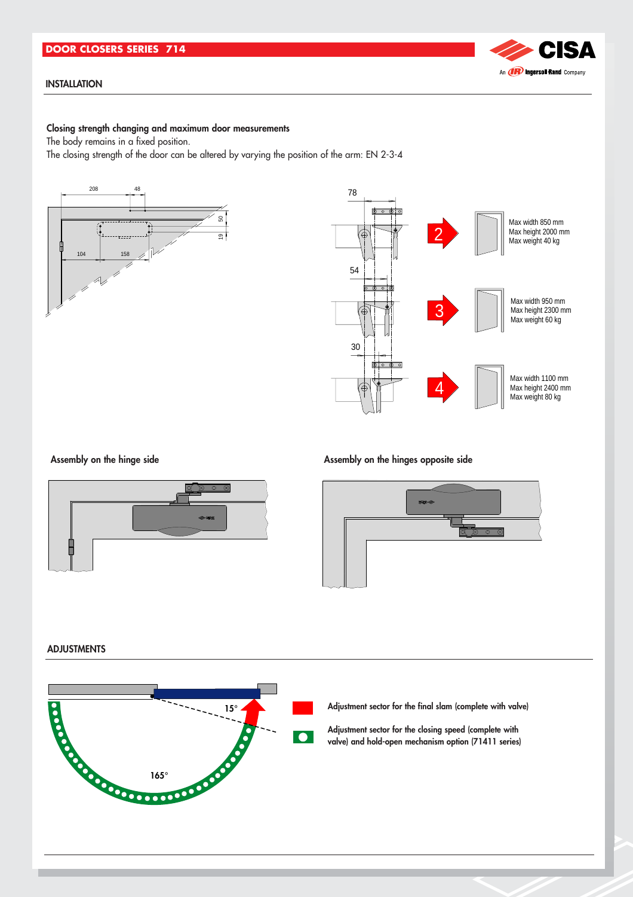## INSTALLATION

**Closing strength changing and maximum door measurements**

The body remains in a fixed position.
The closing strength of the door can be altered by varying the position of the arm: EN 2-3-4

208 48

50

19

104 158

78

2 — Max width 850 mm, Max height 2000 mm, Max weight 40 kg

54

3 — Max width 950 mm, Max height 2300 mm, Max weight 60 kg

30

4 — Max width 1100 mm, Max height 2400 mm, Max weight 80 kg

**Assembly on the hinge side**

**Assembly on the hinges opposite side**

## ADJUSTMENTS

15°

165°

**Adjustment sector for the final slam (complete with valve)**

**Adjustment sector for the closing speed (complete with valve) and hold-open mechanism option (71411 series)**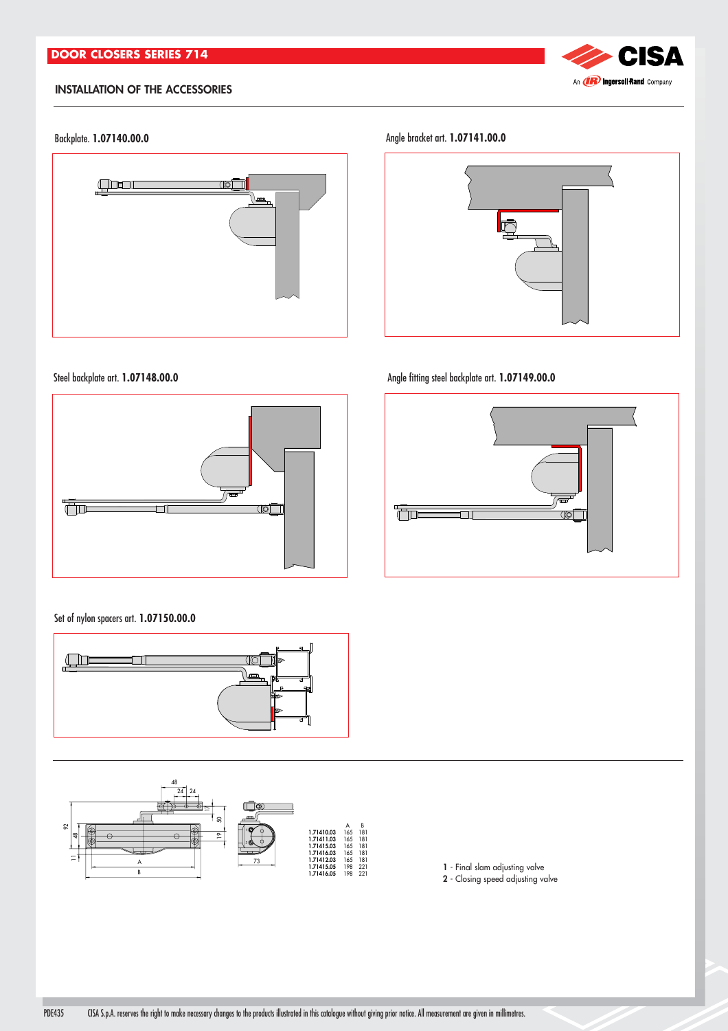# DOOR CLOSERS SERIES 714

## INSTALLATION OF THE ACCESSORIES

Backplate. **1.07140.00.0**

Angle bracket art. **1.07141.00.0**

Steel backplate art. **1.07148.00.0**

Angle fitting steel backplate art. **1.07149.00.0**

Set of nylon spacers art. **1.07150.00.0**

48
24 24
17
50
92
48
19
11
A
B
73

| | A | B |
|---|---|---|
| **1.71410.03** | 165 | 181 |
| **1.71411.03** | 165 | 181 |
| **1.71415.03** | 165 | 181 |
| **1.71416.03** | 165 | 181 |
| **1.71412.03** | 165 | 181 |
| **1.71415.05** | 198 | 221 |
| **1.71416.05** | 198 | 221 |

**1** - Final slam adjusting valve
**2** - Closing speed adjusting valve

PDE435 CISA S.p.A. reserves the right to make necessary changes to the products illustrated in this catalogue without giving prior notice. All measurement are given in millimetres.